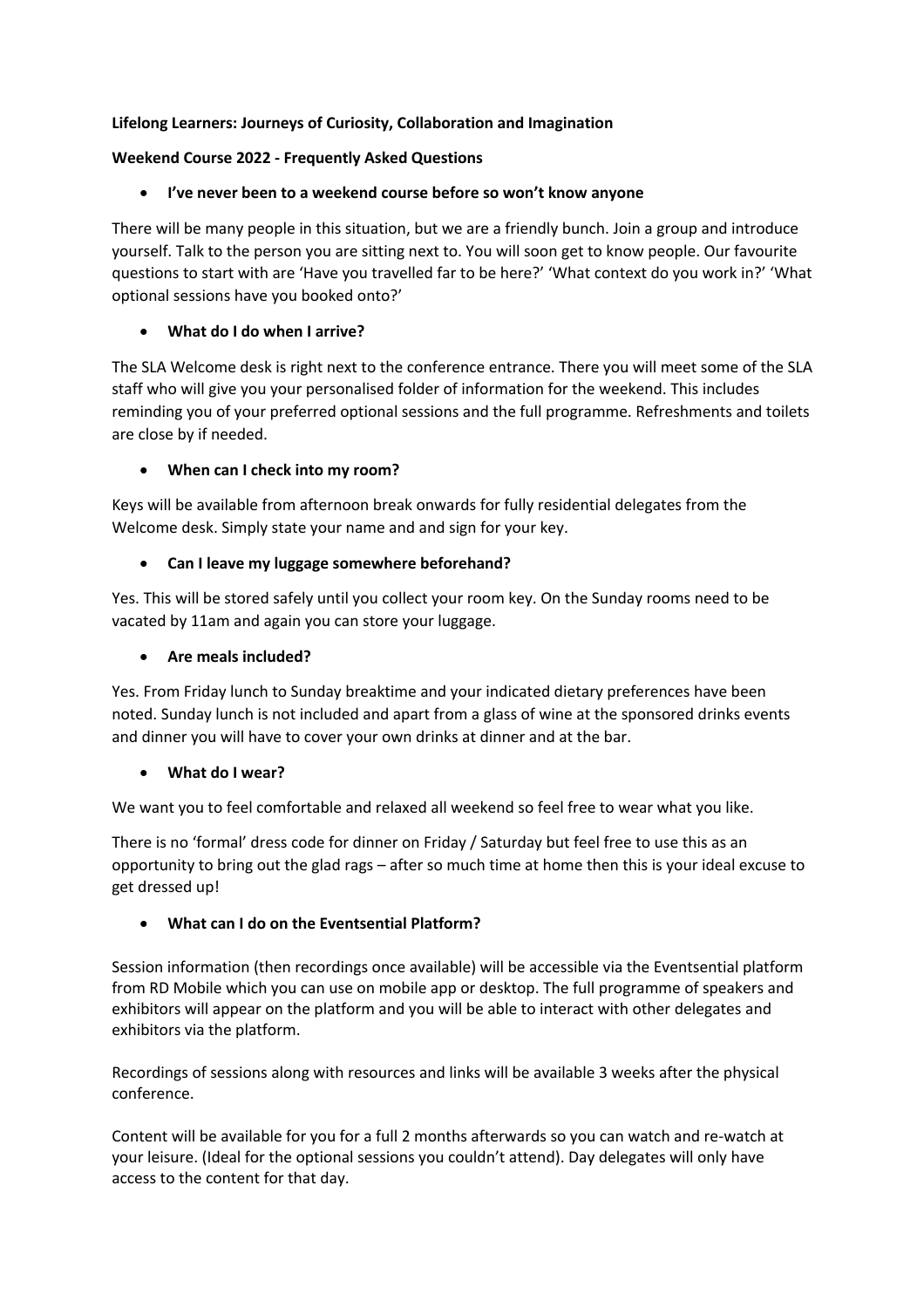**Lifelong Learners: Journeys of Curiosity, Collaboration and Imagination**

**Weekend Course 2022 - Frequently Asked Questions**

- **I've never been to a weekend course before so won't know anyone**

There will be many people in this situation, but we are a friendly bunch. Join a group and introduce yourself. Talk to the person you are sitting next to. You will soon get to know people. Our favourite questions to start with are 'Have you travelled far to be here?' 'What context do you work in?' 'What optional sessions have you booked onto?'

- **What do I do when I arrive?**

The SLA Welcome desk is right next to the conference entrance. There you will meet some of the SLA staff who will give you your personalised folder of information for the weekend. This includes reminding you of your preferred optional sessions and the full programme. Refreshments and toilets are close by if needed.

- **When can I check into my room?**

Keys will be available from afternoon break onwards for fully residential delegates from the Welcome desk. Simply state your name and and sign for your key.

- **Can I leave my luggage somewhere beforehand?**

Yes. This will be stored safely until you collect your room key. On the Sunday rooms need to be vacated by 11am and again you can store your luggage.

- **Are meals included?**

Yes. From Friday lunch to Sunday breaktime and your indicated dietary preferences have been noted. Sunday lunch is not included and apart from a glass of wine at the sponsored drinks events and dinner you will have to cover your own drinks at dinner and at the bar.

- **What do I wear?**

We want you to feel comfortable and relaxed all weekend so feel free to wear what you like.

There is no 'formal' dress code for dinner on Friday / Saturday but feel free to use this as an opportunity to bring out the glad rags – after so much time at home then this is your ideal excuse to get dressed up!

- **What can I do on the Eventsential Platform?**

Session information (then recordings once available) will be accessible via the Eventsential platform from RD Mobile which you can use on mobile app or desktop. The full programme of speakers and exhibitors will appear on the platform and you will be able to interact with other delegates and exhibitors via the platform.

Recordings of sessions along with resources and links will be available 3 weeks after the physical conference.

Content will be available for you for a full 2 months afterwards so you can watch and re-watch at your leisure. (Ideal for the optional sessions you couldn't attend). Day delegates will only have access to the content for that day.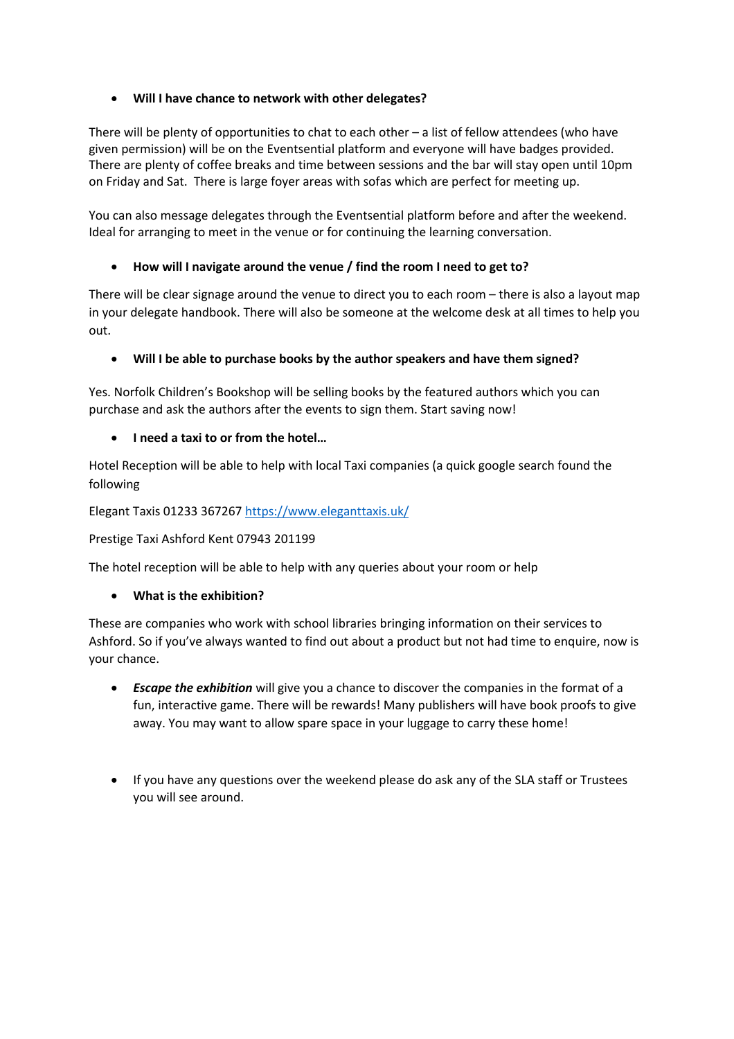- **Will I have chance to network with other delegates?**

There will be plenty of opportunities to chat to each other – a list of fellow attendees (who have given permission) will be on the Eventsential platform and everyone will have badges provided. There are plenty of coffee breaks and time between sessions and the bar will stay open until 10pm on Friday and Sat. There is large foyer areas with sofas which are perfect for meeting up.

You can also message delegates through the Eventsential platform before and after the weekend. Ideal for arranging to meet in the venue or for continuing the learning conversation.

- **How will I navigate around the venue / find the room I need to get to?**

There will be clear signage around the venue to direct you to each room – there is also a layout map in your delegate handbook. There will also be someone at the welcome desk at all times to help you out.

- **Will I be able to purchase books by the author speakers and have them signed?**

Yes. Norfolk Children's Bookshop will be selling books by the featured authors which you can purchase and ask the authors after the events to sign them. Start saving now!

- **I need a taxi to or from the hotel…**

Hotel Reception will be able to help with local Taxi companies (a quick google search found the following

Elegant Taxis 01233 367267 [https://www.eleganttaxis.uk/](https://www.eleganttaxis.uk/)

Prestige Taxi Ashford Kent 07943 201199

The hotel reception will be able to help with any queries about your room or help

- **What is the exhibition?**

These are companies who work with school libraries bringing information on their services to Ashford. So if you've always wanted to find out about a product but not had time to enquire, now is your chance.

- ***Escape the exhibition*** will give you a chance to discover the companies in the format of a fun, interactive game. There will be rewards! Many publishers will have book proofs to give away. You may want to allow spare space in your luggage to carry these home!

- If you have any questions over the weekend please do ask any of the SLA staff or Trustees you will see around.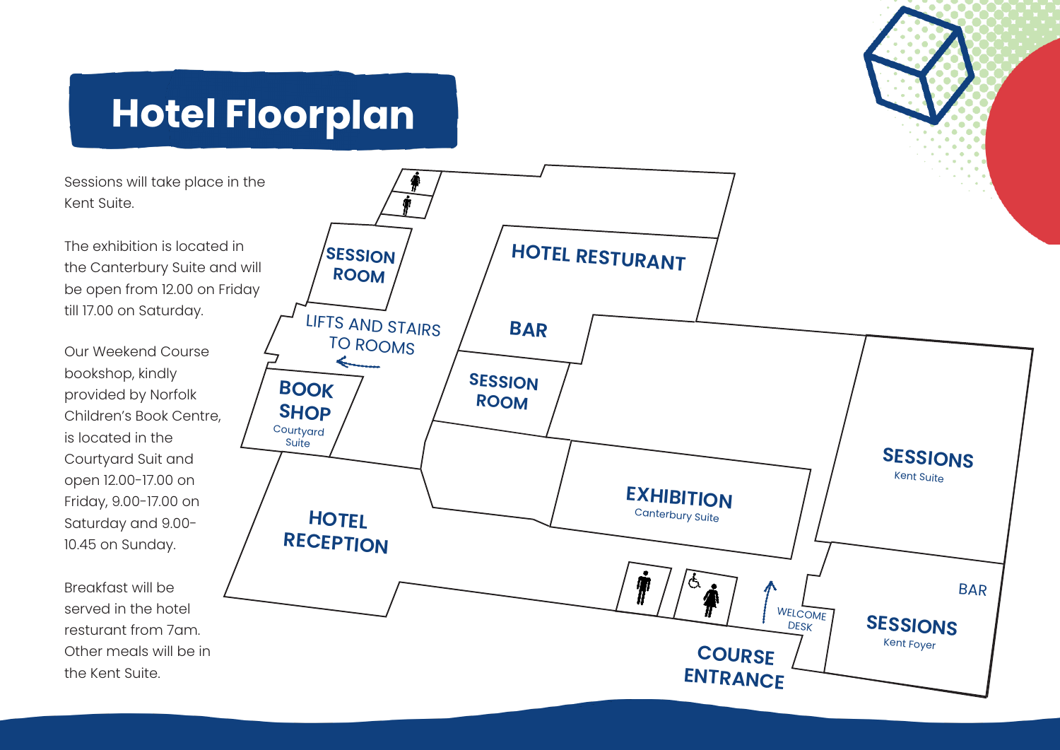# Hotel Floorplan

Sessions will take place in the Kent Suite.

The exhibition is located in the Canterbury Suite and will be open from 12.00 on Friday till 17.00 on Saturday.

Our Weekend Course bookshop, kindly provided by Norfolk Children's Book Centre, is located in the Courtyard Suit and open 12.00-17.00 on Friday, 9.00-17.00 on Saturday and 9.00-10.45 on Sunday.

Breakfast will be served in the hotel resturant from 7am. Other meals will be in the Kent Suite.

SESSION ROOM

HOTEL RESTURANT

LIFTS AND STAIRS TO ROOMS

BAR

BOOK SHOP
Courtyard Suite

SESSION ROOM

SESSIONS
Kent Suite

EXHIBITION
Canterbury Suite

HOTEL RECEPTION

BAR

WELCOME DESK

SESSIONS
Kent Foyer

COURSE ENTRANCE